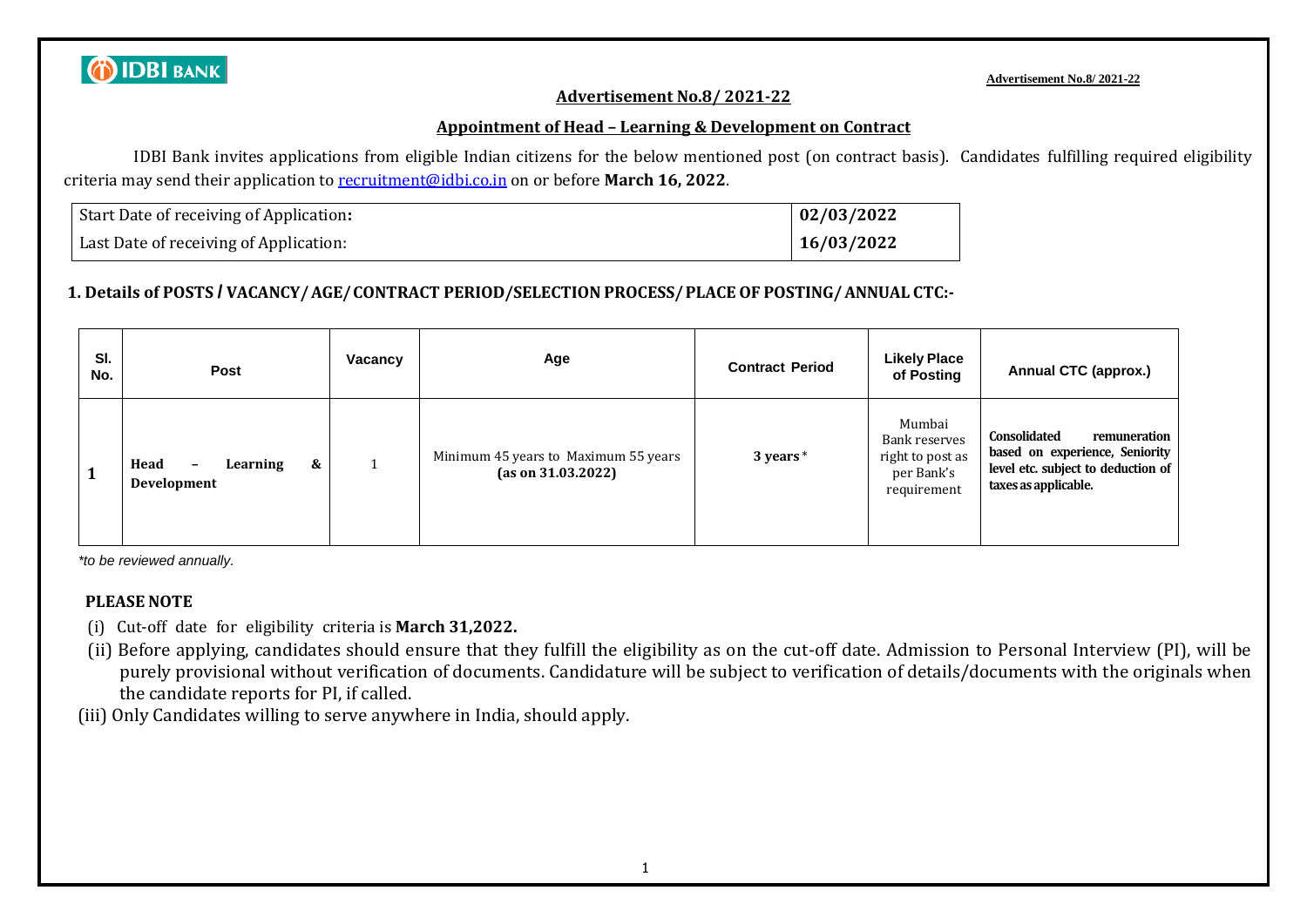## Advertisement No.8/ 2021-22

## Appointment of Head – Learning & Development on Contract

IDBI Bank invites applications from eligible Indian citizens for the below mentioned post (on contract basis). Candidates fulfilling required eligibility criteria may send their application to recruitment@idbi.co.in on or before **March 16, 2022**.

| Start Date of receiving of Application: | **02/03/2022** |
|---|---|
| Last Date of receiving of Application: | **16/03/2022** |

### 1. Details of POSTS / VACANCY/ AGE/ CONTRACT PERIOD/SELECTION PROCESS/ PLACE OF POSTING/ ANNUAL CTC:-

| Sl. No. | Post | Vacancy | Age | Contract Period | Likely Place of Posting | Annual CTC (approx.) |
|---|---|---|---|---|---|---|
| **1** | **Head – Learning & Development** | 1 | Minimum 45 years to Maximum 55 years **(as on 31.03.2022)** | **3 years*** | Mumbai Bank reserves right to post as per Bank's requirement | **Consolidated remuneration based on experience, Seniority level etc. subject to deduction of taxes as applicable.** |

*\*to be reviewed annually.*

**PLEASE NOTE**

(i) Cut-off date for eligibility criteria is **March 31,2022.**

(ii) Before applying, candidates should ensure that they fulfill the eligibility as on the cut-off date. Admission to Personal Interview (PI), will be purely provisional without verification of documents. Candidature will be subject to verification of details/documents with the originals when the candidate reports for PI, if called.

(iii) Only Candidates willing to serve anywhere in India, should apply.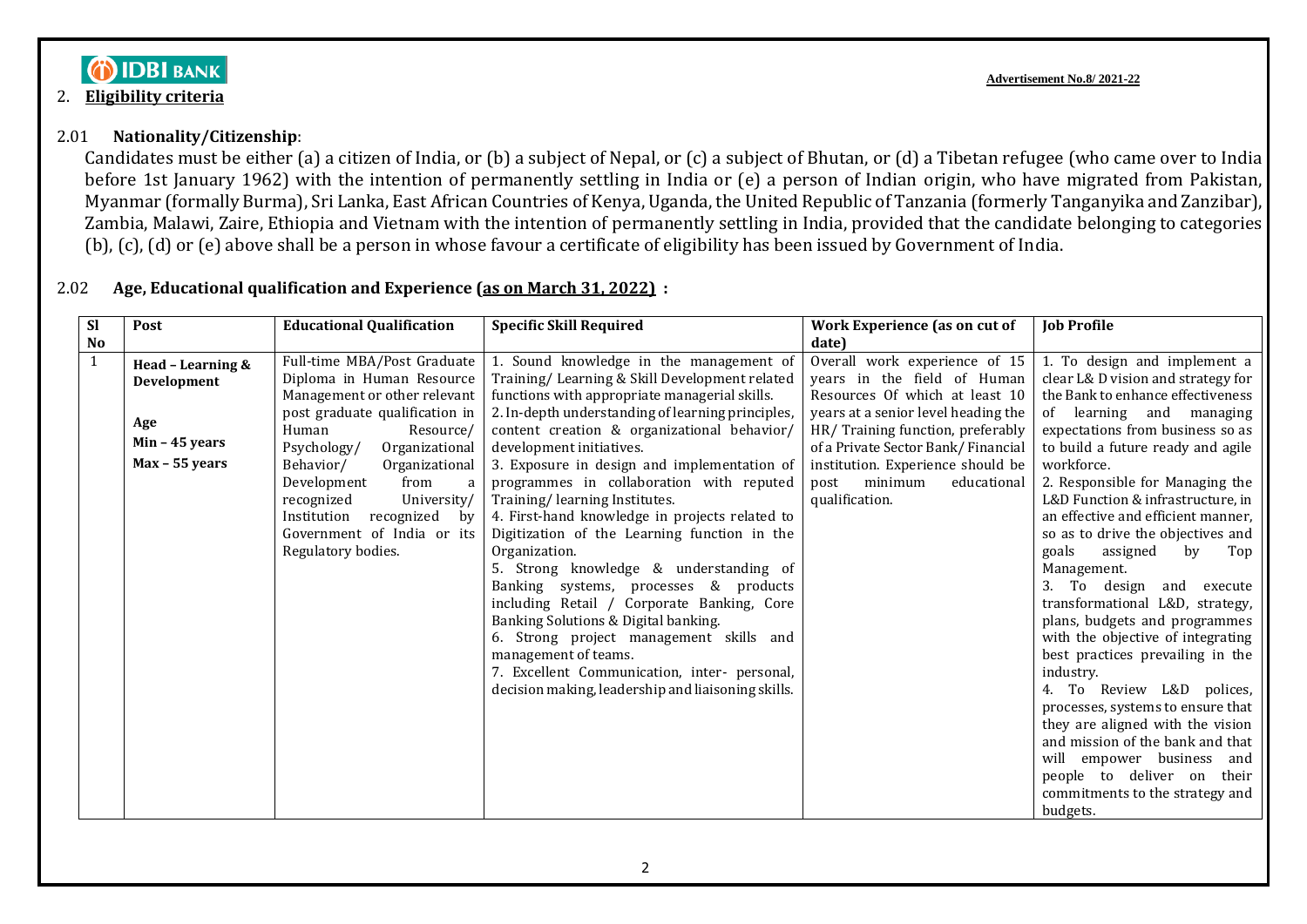## 2. Eligibility criteria

**Advertisement No.8/ 2021-22**

### 2.01 Nationality/Citizenship:

Candidates must be either (a) a citizen of India, or (b) a subject of Nepal, or (c) a subject of Bhutan, or (d) a Tibetan refugee (who came over to India before 1st January 1962) with the intention of permanently settling in India or (e) a person of Indian origin, who have migrated from Pakistan, Myanmar (formally Burma), Sri Lanka, East African Countries of Kenya, Uganda, the United Republic of Tanzania (formerly Tanganyika and Zanzibar), Zambia, Malawi, Zaire, Ethiopia and Vietnam with the intention of permanently settling in India, provided that the candidate belonging to categories (b), (c), (d) or (e) above shall be a person in whose favour a certificate of eligibility has been issued by Government of India.

### 2.02 Age, Educational qualification and Experience (as on March 31, 2022) :

| Sl No | Post | Educational Qualification | Specific Skill Required | Work Experience (as on cut of date) | Job Profile |
|---|---|---|---|---|---|
| 1 | **Head – Learning & Development**<br><br>**Age**<br>**Min – 45 years**<br>**Max – 55 years** | Full-time MBA/Post Graduate Diploma in Human Resource Management or other relevant post graduate qualification in Human Resource/ Psychology/ Organizational Behavior/ Organizational Development from a recognized University/ Institution recognized by Government of India or its Regulatory bodies. | 1. Sound knowledge in the management of Training/ Learning & Skill Development related functions with appropriate managerial skills.<br>2. In-depth understanding of learning principles, content creation & organizational behavior/ development initiatives.<br>3. Exposure in design and implementation of programmes in collaboration with reputed Training/ learning Institutes.<br>4. First-hand knowledge in projects related to Digitization of the Learning function in the Organization.<br>5. Strong knowledge & understanding of Banking systems, processes & products including Retail / Corporate Banking, Core Banking Solutions & Digital banking.<br>6. Strong project management skills and management of teams.<br>7. Excellent Communication, inter- personal, decision making, leadership and liaisoning skills. | Overall work experience of 15 years in the field of Human Resources Of which at least 10 years at a senior level heading the HR/ Training function, preferably of a Private Sector Bank/ Financial institution. Experience should be post minimum educational qualification. | 1. To design and implement a clear L& D vision and strategy for the Bank to enhance effectiveness of learning and managing expectations from business so as to build a future ready and agile workforce.<br>2. Responsible for Managing the L&D Function & infrastructure, in an effective and efficient manner, so as to drive the objectives and goals assigned by Top Management.<br>3. To design and execute transformational L&D, strategy, plans, budgets and programmes with the objective of integrating best practices prevailing in the industry.<br>4. To Review L&D polices, processes, systems to ensure that they are aligned with the vision and mission of the bank and that will empower business and people to deliver on their commitments to the strategy and budgets. |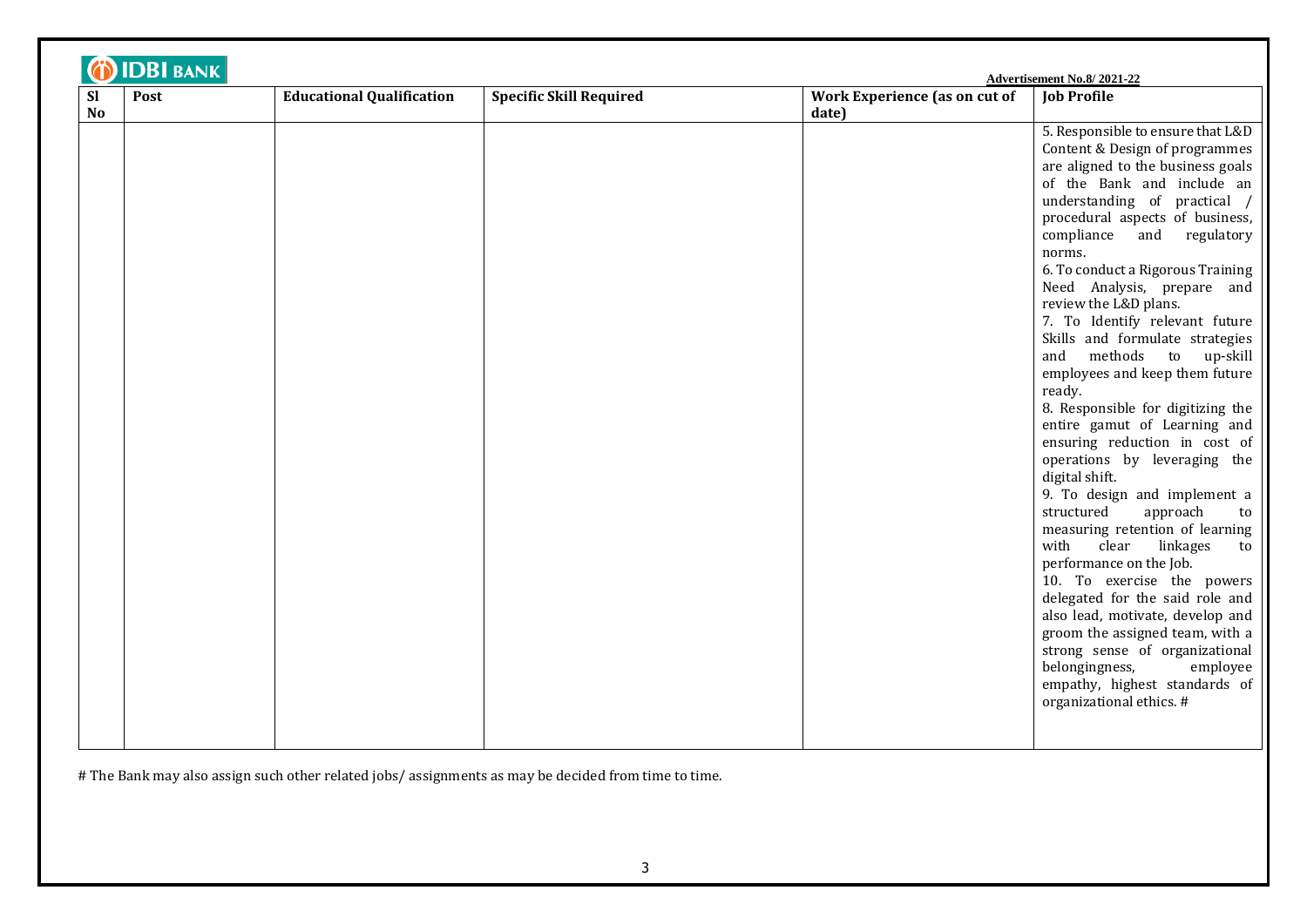Advertisement No.8/ 2021-22

| Sl No | Post | Educational Qualification | Specific Skill Required | Work Experience (as on cut of date) | Job Profile |
|---|---|---|---|---|---|
| | | | | | 5. Responsible to ensure that L&D Content & Design of programmes are aligned to the business goals of the Bank and include an understanding of practical / procedural aspects of business, compliance and regulatory norms.<br>6. To conduct a Rigorous Training Need Analysis, prepare and review the L&D plans.<br>7. To Identify relevant future Skills and formulate strategies and methods to up-skill employees and keep them future ready.<br>8. Responsible for digitizing the entire gamut of Learning and ensuring reduction in cost of operations by leveraging the digital shift.<br>9. To design and implement a structured approach to measuring retention of learning with clear linkages to performance on the Job.<br>10. To exercise the powers delegated for the said role and also lead, motivate, develop and groom the assigned team, with a strong sense of organizational belongingness, employee empathy, highest standards of organizational ethics. # |

# The Bank may also assign such other related jobs/ assignments as may be decided from time to time.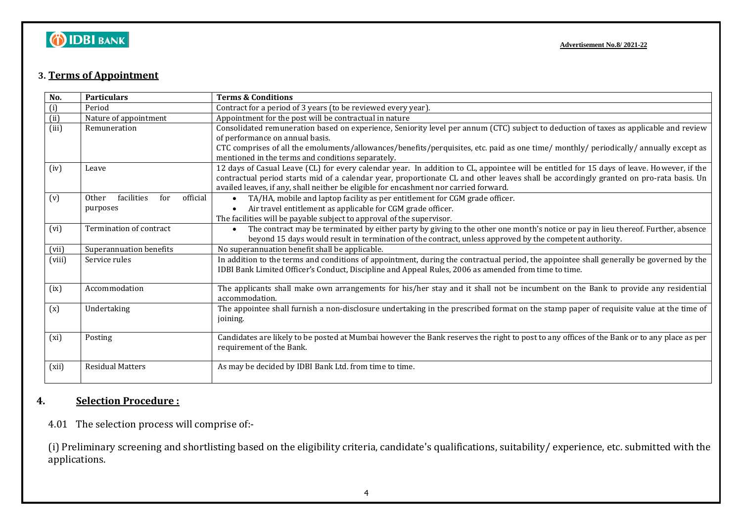## 3. Terms of Appointment

| No. | Particulars | Terms & Conditions |
|---|---|---|
| (i) | Period | Contract for a period of 3 years (to be reviewed every year). |
| (ii) | Nature of appointment | Appointment for the post will be contractual in nature |
| (iii) | Remuneration | Consolidated remuneration based on experience, Seniority level per annum (CTC) subject to deduction of taxes as applicable and review of performance on annual basis.<br>CTC comprises of all the emoluments/allowances/benefits/perquisites, etc. paid as one time/ monthly/ periodically/ annually except as mentioned in the terms and conditions separately. |
| (iv) | Leave | 12 days of Casual Leave (CL) for every calendar year. In addition to CL, appointee will be entitled for 15 days of leave. However, if the contractual period starts mid of a calendar year, proportionate CL and other leaves shall be accordingly granted on pro-rata basis. Un availed leaves, if any, shall neither be eligible for encashment nor carried forward. |
| (v) | Other facilities for official purposes | • TA/HA, mobile and laptop facility as per entitlement for CGM grade officer.<br>• Air travel entitlement as applicable for CGM grade officer.<br>The facilities will be payable subject to approval of the supervisor. |
| (vi) | Termination of contract | • The contract may be terminated by either party by giving to the other one month's notice or pay in lieu thereof. Further, absence beyond 15 days would result in termination of the contract, unless approved by the competent authority. |
| (vii) | Superannuation benefits | No superannuation benefit shall be applicable. |
| (viii) | Service rules | In addition to the terms and conditions of appointment, during the contractual period, the appointee shall generally be governed by the IDBI Bank Limited Officer's Conduct, Discipline and Appeal Rules, 2006 as amended from time to time. |
| (ix) | Accommodation | The applicants shall make own arrangements for his/her stay and it shall not be incumbent on the Bank to provide any residential accommodation. |
| (x) | Undertaking | The appointee shall furnish a non-disclosure undertaking in the prescribed format on the stamp paper of requisite value at the time of joining. |
| (xi) | Posting | Candidates are likely to be posted at Mumbai however the Bank reserves the right to post to any offices of the Bank or to any place as per requirement of the Bank. |
| (xii) | Residual Matters | As may be decided by IDBI Bank Ltd. from time to time. |

## 4. Selection Procedure :

4.01 The selection process will comprise of:-

(i) Preliminary screening and shortlisting based on the eligibility criteria, candidate's qualifications, suitability/ experience, etc. submitted with the applications.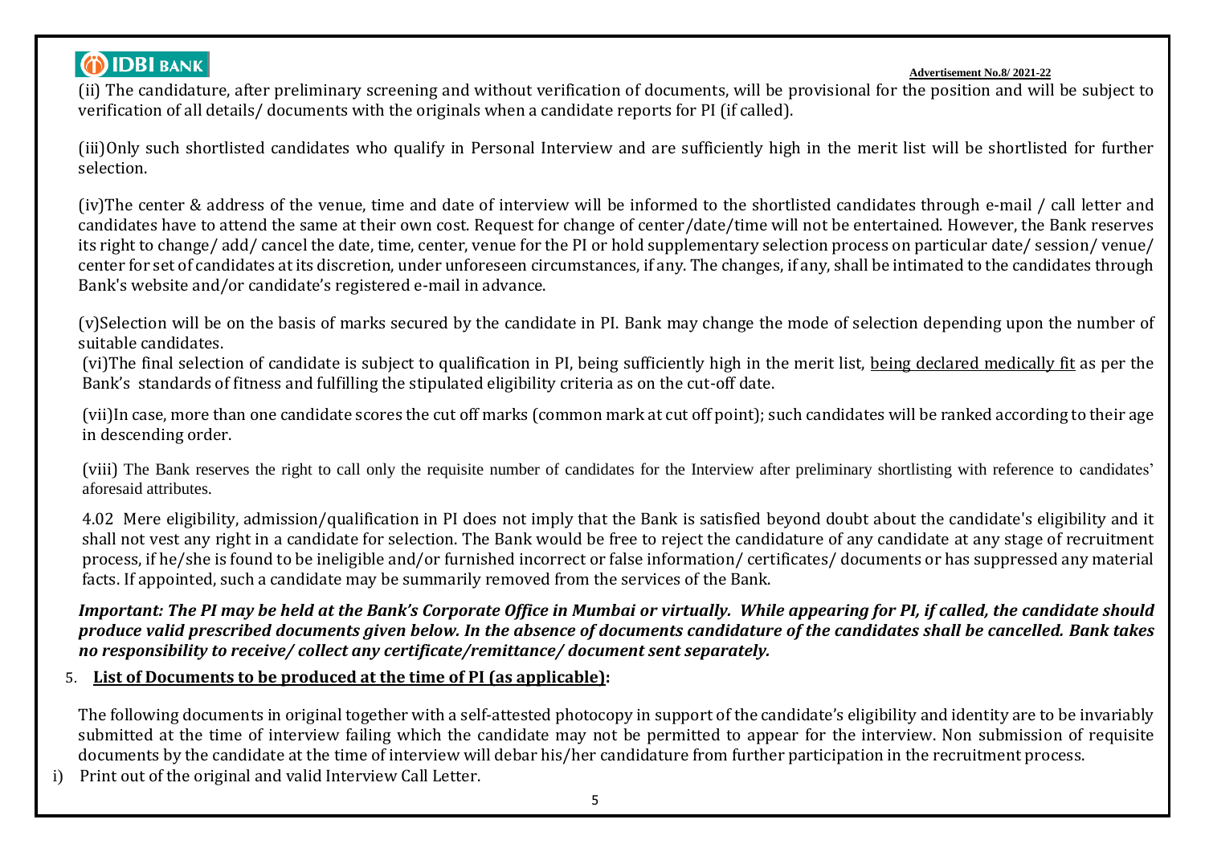(ii) The candidature, after preliminary screening and without verification of documents, will be provisional for the position and will be subject to verification of all details/ documents with the originals when a candidate reports for PI (if called).

(iii)Only such shortlisted candidates who qualify in Personal Interview and are sufficiently high in the merit list will be shortlisted for further selection.

(iv)The center & address of the venue, time and date of interview will be informed to the shortlisted candidates through e-mail / call letter and candidates have to attend the same at their own cost. Request for change of center/date/time will not be entertained. However, the Bank reserves its right to change/ add/ cancel the date, time, center, venue for the PI or hold supplementary selection process on particular date/ session/ venue/ center for set of candidates at its discretion, under unforeseen circumstances, if any. The changes, if any, shall be intimated to the candidates through Bank's website and/or candidate's registered e-mail in advance.

(v)Selection will be on the basis of marks secured by the candidate in PI. Bank may change the mode of selection depending upon the number of suitable candidates.

(vi)The final selection of candidate is subject to qualification in PI, being sufficiently high in the merit list, being declared medically fit as per the Bank's standards of fitness and fulfilling the stipulated eligibility criteria as on the cut-off date.

(vii)In case, more than one candidate scores the cut off marks (common mark at cut off point); such candidates will be ranked according to their age in descending order.

(viii) The Bank reserves the right to call only the requisite number of candidates for the Interview after preliminary shortlisting with reference to candidates' aforesaid attributes.

4.02 Mere eligibility, admission/qualification in PI does not imply that the Bank is satisfied beyond doubt about the candidate's eligibility and it shall not vest any right in a candidate for selection. The Bank would be free to reject the candidature of any candidate at any stage of recruitment process, if he/she is found to be ineligible and/or furnished incorrect or false information/ certificates/ documents or has suppressed any material facts. If appointed, such a candidate may be summarily removed from the services of the Bank.

***Important: The PI may be held at the Bank's Corporate Office in Mumbai or virtually. While appearing for PI, if called, the candidate should produce valid prescribed documents given below. In the absence of documents candidature of the candidates shall be cancelled. Bank takes no responsibility to receive/ collect any certificate/remittance/ document sent separately.***

5. **List of Documents to be produced at the time of PI (as applicable):**

The following documents in original together with a self-attested photocopy in support of the candidate's eligibility and identity are to be invariably submitted at the time of interview failing which the candidate may not be permitted to appear for the interview. Non submission of requisite documents by the candidate at the time of interview will debar his/her candidature from further participation in the recruitment process.

i) Print out of the original and valid Interview Call Letter.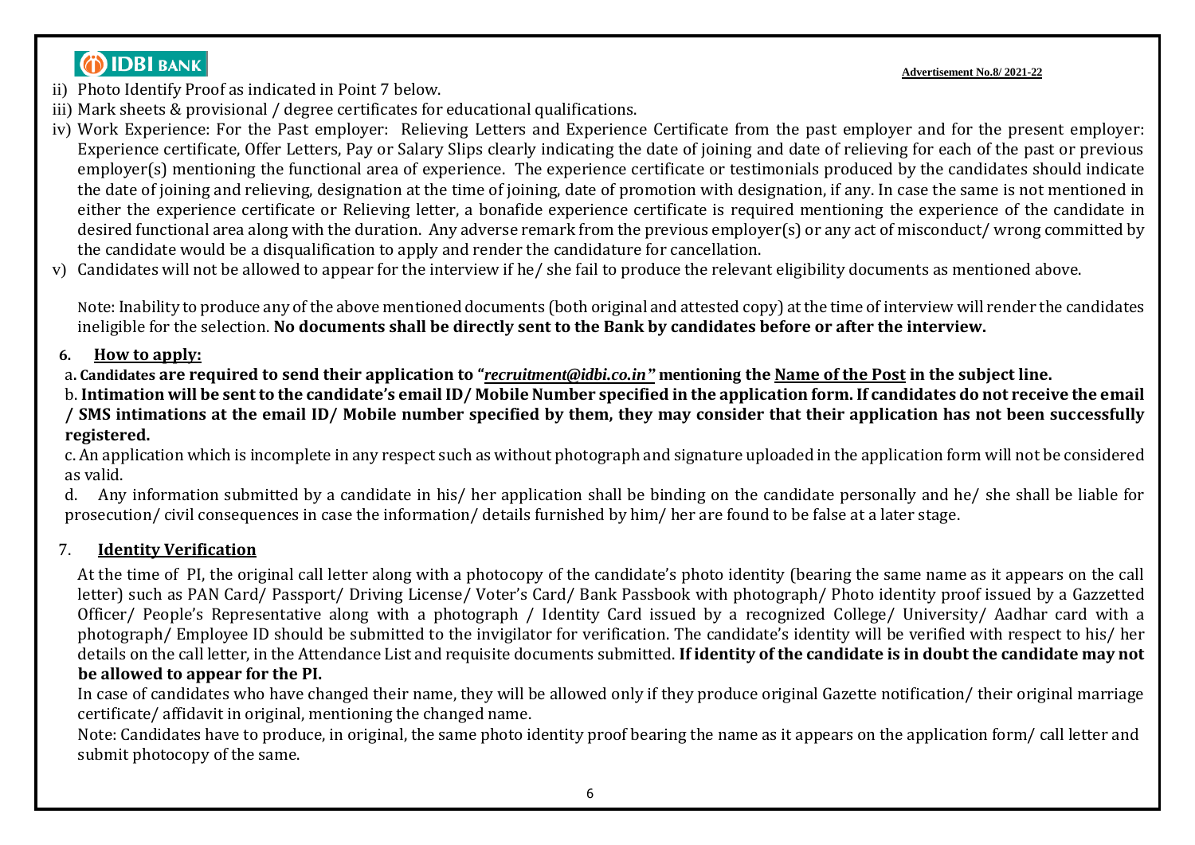ii) Photo Identify Proof as indicated in Point 7 below.

iii) Mark sheets & provisional / degree certificates for educational qualifications.

iv) Work Experience: For the Past employer: Relieving Letters and Experience Certificate from the past employer and for the present employer: Experience certificate, Offer Letters, Pay or Salary Slips clearly indicating the date of joining and date of relieving for each of the past or previous employer(s) mentioning the functional area of experience. The experience certificate or testimonials produced by the candidates should indicate the date of joining and relieving, designation at the time of joining, date of promotion with designation, if any. In case the same is not mentioned in either the experience certificate or Relieving letter, a bonafide experience certificate is required mentioning the experience of the candidate in desired functional area along with the duration. Any adverse remark from the previous employer(s) or any act of misconduct/ wrong committed by the candidate would be a disqualification to apply and render the candidature for cancellation.

v) Candidates will not be allowed to appear for the interview if he/ she fail to produce the relevant eligibility documents as mentioned above.

Note: Inability to produce any of the above mentioned documents (both original and attested copy) at the time of interview will render the candidates ineligible for the selection. **No documents shall be directly sent to the Bank by candidates before or after the interview.**

## 6. How to apply:

a. **Candidates are required to send their application to "*recruitment@idbi.co.in*" mentioning the Name of the Post in the subject line.**

b. **Intimation will be sent to the candidate's email ID/ Mobile Number specified in the application form. If candidates do not receive the email / SMS intimations at the email ID/ Mobile number specified by them, they may consider that their application has not been successfully registered.**

c. An application which is incomplete in any respect such as without photograph and signature uploaded in the application form will not be considered as valid.

d. Any information submitted by a candidate in his/ her application shall be binding on the candidate personally and he/ she shall be liable for prosecution/ civil consequences in case the information/ details furnished by him/ her are found to be false at a later stage.

## 7. Identity Verification

At the time of PI, the original call letter along with a photocopy of the candidate's photo identity (bearing the same name as it appears on the call letter) such as PAN Card/ Passport/ Driving License/ Voter's Card/ Bank Passbook with photograph/ Photo identity proof issued by a Gazzetted Officer/ People's Representative along with a photograph / Identity Card issued by a recognized College/ University/ Aadhar card with a photograph/ Employee ID should be submitted to the invigilator for verification. The candidate's identity will be verified with respect to his/ her details on the call letter, in the Attendance List and requisite documents submitted. **If identity of the candidate is in doubt the candidate may not be allowed to appear for the PI.**

In case of candidates who have changed their name, they will be allowed only if they produce original Gazette notification/ their original marriage certificate/ affidavit in original, mentioning the changed name.

Note: Candidates have to produce, in original, the same photo identity proof bearing the name as it appears on the application form/ call letter and submit photocopy of the same.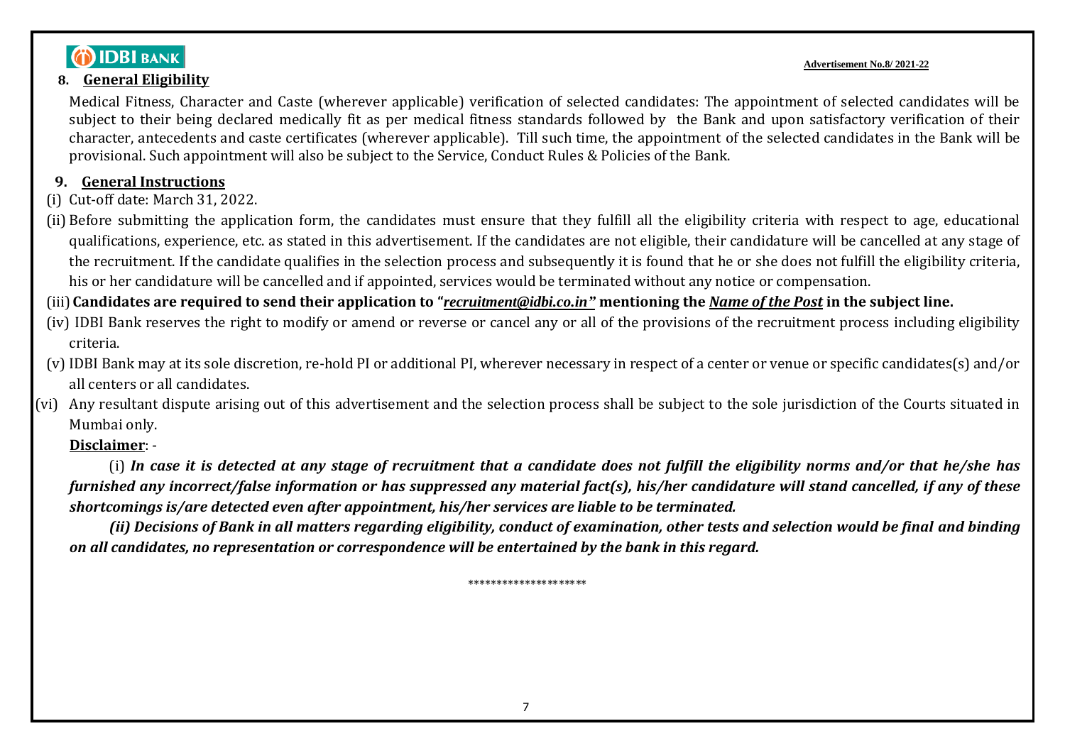**Advertisement No.8/ 2021-22**

## 8. General Eligibility

Medical Fitness, Character and Caste (wherever applicable) verification of selected candidates: The appointment of selected candidates will be subject to their being declared medically fit as per medical fitness standards followed by the Bank and upon satisfactory verification of their character, antecedents and caste certificates (wherever applicable). Till such time, the appointment of the selected candidates in the Bank will be provisional. Such appointment will also be subject to the Service, Conduct Rules & Policies of the Bank.

## 9. General Instructions

(i) Cut-off date: March 31, 2022.

(ii) Before submitting the application form, the candidates must ensure that they fulfill all the eligibility criteria with respect to age, educational qualifications, experience, etc. as stated in this advertisement. If the candidates are not eligible, their candidature will be cancelled at any stage of the recruitment. If the candidate qualifies in the selection process and subsequently it is found that he or she does not fulfill the eligibility criteria, his or her candidature will be cancelled and if appointed, services would be terminated without any notice or compensation.

(iii) **Candidates are required to send their application to "*recruitment@idbi.co.in*" mentioning the *Name of the Post* in the subject line.**

(iv) IDBI Bank reserves the right to modify or amend or reverse or cancel any or all of the provisions of the recruitment process including eligibility criteria.

(v) IDBI Bank may at its sole discretion, re-hold PI or additional PI, wherever necessary in respect of a center or venue or specific candidates(s) and/or all centers or all candidates.

(vi) Any resultant dispute arising out of this advertisement and the selection process shall be subject to the sole jurisdiction of the Courts situated in Mumbai only.

**Disclaimer**: -

(i) ***In case it is detected at any stage of recruitment that a candidate does not fulfill the eligibility norms and/or that he/she has furnished any incorrect/false information or has suppressed any material fact(s), his/her candidature will stand cancelled, if any of these shortcomings is/are detected even after appointment, his/her services are liable to be terminated.***

***(ii) Decisions of Bank in all matters regarding eligibility, conduct of examination, other tests and selection would be final and binding on all candidates, no representation or correspondence will be entertained by the bank in this regard.***

********************